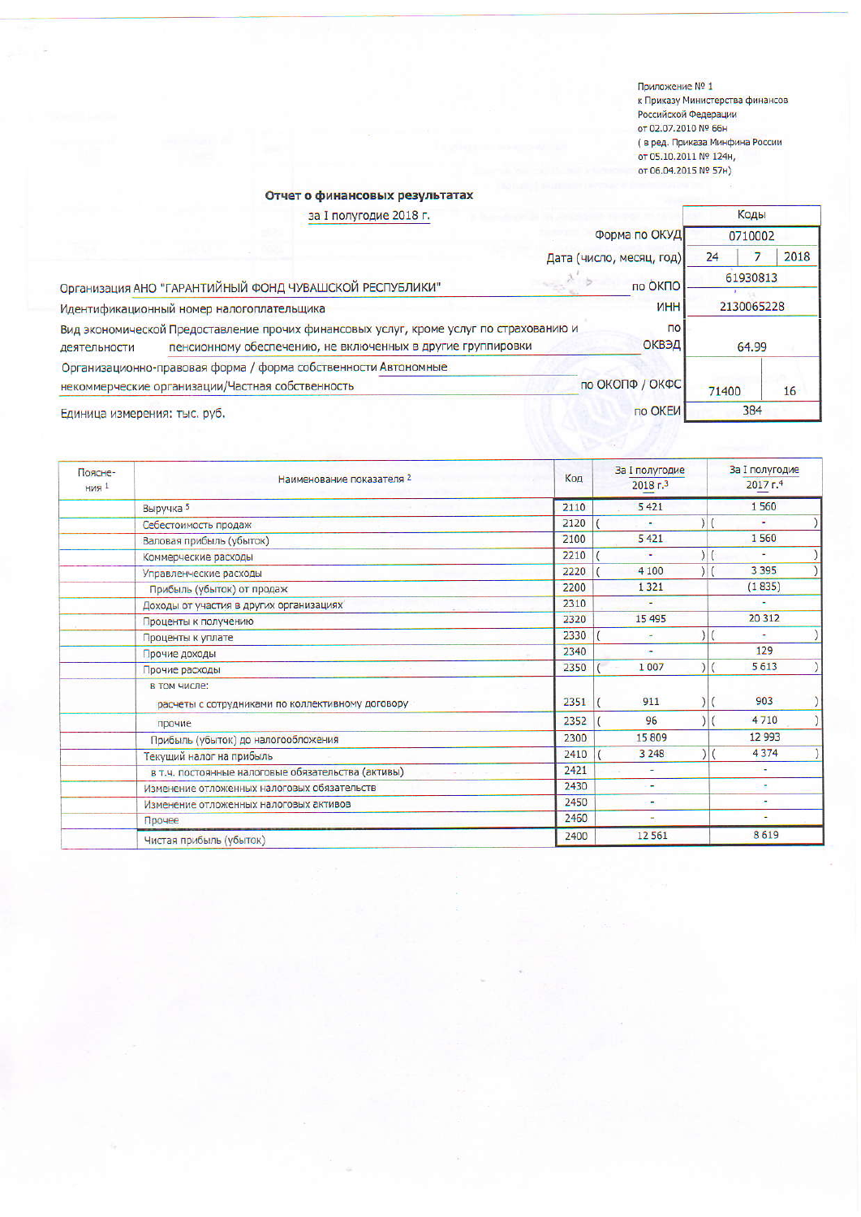Приложение № 1
к Приказу Министерства финансов
Российской Федерации
от 02.07.2010 № 66н
( в ред. Приказа Минфина России
от 05.10.2011 № 124н,
от 06.04.2015 № 57н)

## Отчет о финансовых результатах

за I полугодие 2018 г.

| | | Коды | | |
|---|---|---|---|---|
| | Форма по ОКУД | 0710002 | | |
| | Дата (число, месяц, год) | 24 | 7 | 2018 |
| Организация АНО "ГАРАНТИЙНЫЙ ФОНД ЧУВАШСКОЙ РЕСПУБЛИКИ" | по ОКПО | 61930813 | | |
| Идентификационный номер налогоплательщика | ИНН | 2130065228 | | |
| Вид экономической деятельности Предоставление прочих финансовых услуг, кроме услуг по страхованию и пенсионному обеспечению, не включенных в другие группировки | по ОКВЭД | 64.99 | | |
| Организационно-правовая форма / форма собственности Автономные некоммерческие организации/Частная собственность | по ОКОПФ / ОКФС | 71400 | 16 | |
| Единица измерения: тыс. руб. | по ОКЕИ | 384 | | |

| Поясне-ния [1] | Наименование показателя [2] | Код | За I полугодие 2018 г.[3] | За I полугодие 2017 г.[4] |
|---|---|---|---|---|
| | Выручка [5] | 2110 | 5 421 | 1 560 |
| | Себестоимость продаж | 2120 | ( - ) | ( - ) |
| | Валовая прибыль (убыток) | 2100 | 5 421 | 1 560 |
| | Коммерческие расходы | 2210 | ( - ) | ( - ) |
| | Управленческие расходы | 2220 | ( 4 100 ) | ( 3 395 ) |
| | Прибыль (убыток) от продаж | 2200 | 1 321 | (1 835) |
| | Доходы от участия в других организациях | 2310 | - | - |
| | Проценты к получению | 2320 | 15 495 | 20 312 |
| | Проценты к уплате | 2330 | ( - ) | ( - ) |
| | Прочие доходы | 2340 | - | 129 |
| | Прочие расходы | 2350 | ( 1 007 ) | ( 5 613 ) |
| | в том числе: расчеты с сотрудниками по коллективному договору | 2351 | ( 911 ) | ( 903 ) |
| | прочие | 2352 | ( 96 ) | ( 4 710 ) |
| | Прибыль (убыток) до налогообложения | 2300 | 15 809 | 12 993 |
| | Текущий налог на прибыль | 2410 | ( 3 248 ) | ( 4 374 ) |
| | в т.ч. постоянные налоговые обязательства (активы) | 2421 | - | - |
| | Изменение отложенных налоговых обязательств | 2430 | - | - |
| | Изменение отложенных налоговых активов | 2450 | - | - |
| | Прочее | 2460 | - | - |
| | Чистая прибыль (убыток) | 2400 | 12 561 | 8 619 |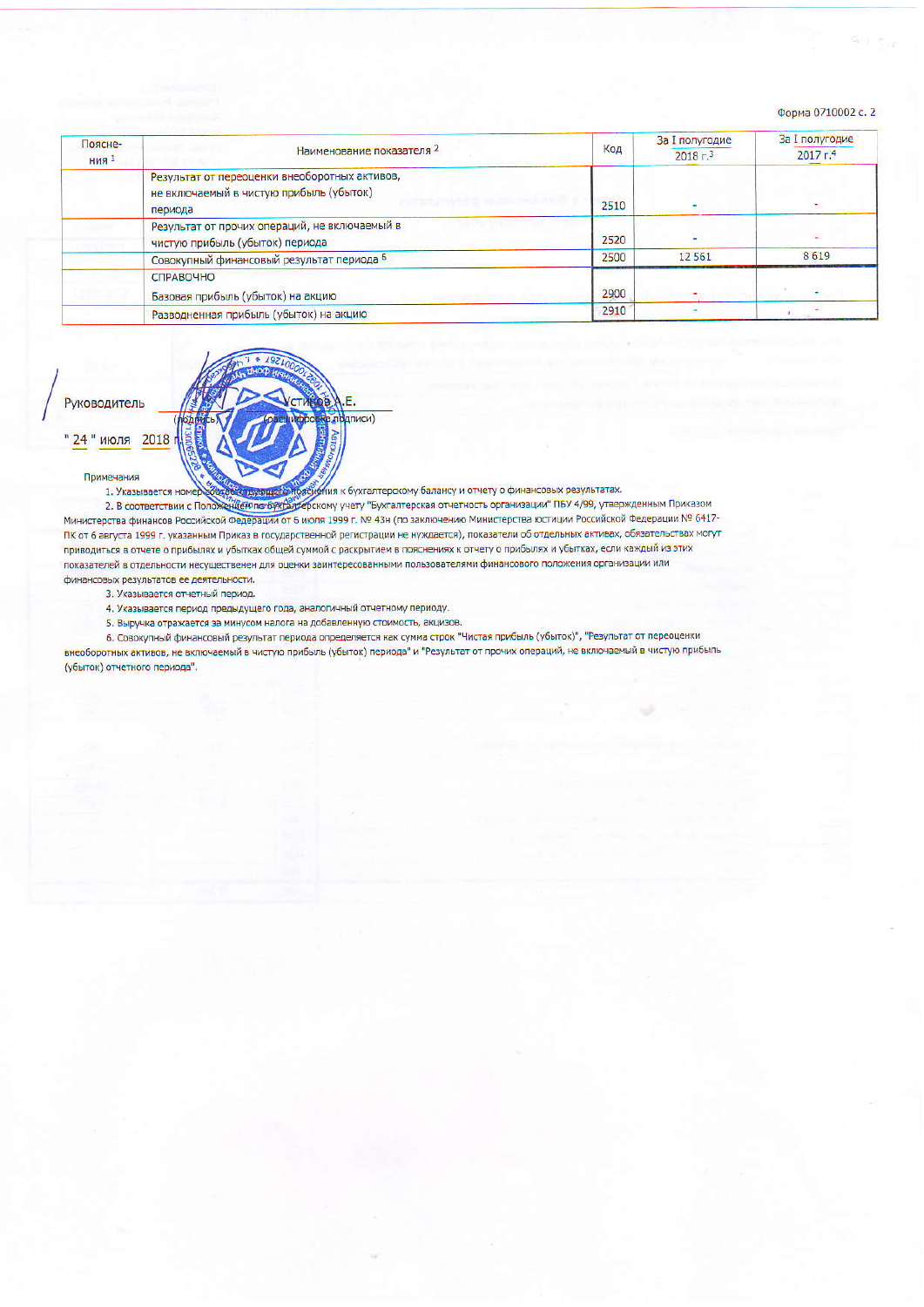Форма 0710002 с. 2

| Поясне-ния [1] | Наименование показателя [2] | Код | За I полугодие 2018 г.[3] | За I полугодие 2017 г.[4] |
|---|---|---|---|---|
| | Результат от переоценки внеоборотных активов, не включаемый в чистую прибыль (убыток) периода | 2510 | - | - |
| | Результат от прочих операций, не включаемый в чистую прибыль (убыток) периода | 2520 | - | - |
| | Совокупный финансовый результат периода [6] | 2500 | 12 561 | 8 619 |
| | СПРАВОЧНО<br>Базовая прибыль (убыток) на акцию | 2900 | - | - |
| | Разводненная прибыль (убыток) на акцию | 2910 | - | - |

Руководитель ________ (подпись) Устинов А.Е. (расшифровка подписи)

" 24 " июля 2018 г.

Примечания

1. Указывается номер соответствующего пояснения к бухгалтерскому балансу и отчету о финансовых результатах.
2. В соответствии с Положением по бухгалтерскому учету "Бухгалтерская отчетность организации" ПБУ 4/99, утвержденным Приказом Министерства финансов Российской Федерации от 6 июля 1999 г. № 43н (по заключению Министерства юстиции Российской Федерации № 6417-ПК от 6 августа 1999 г. указанным Приказ в государственной регистрации не нуждается), показатели об отдельных активах, обязательствах могут приводиться в отчете о прибылях и убытках общей суммой с раскрытием в пояснениях к отчету о прибылях и убытках, если каждый из этих показателей в отдельности несущественен для оценки заинтересованными пользователями финансового положения организации или финансовых результатов ее деятельности.
3. Указывается отчетный период.
4. Указывается период предыдущего года, аналогичный отчетному периоду.
5. Выручка отражается за минусом налога на добавленную стоимость, акцизов.
6. Совокупный финансовый результат периода определяется как сумма строк "Чистая прибыль (убыток)", "Результат от переоценки внеоборотных активов, не включаемый в чистую прибыль (убыток) периода" и "Результат от прочих операций, не включаемый в чистую прибыль (убыток) отчетного периода".